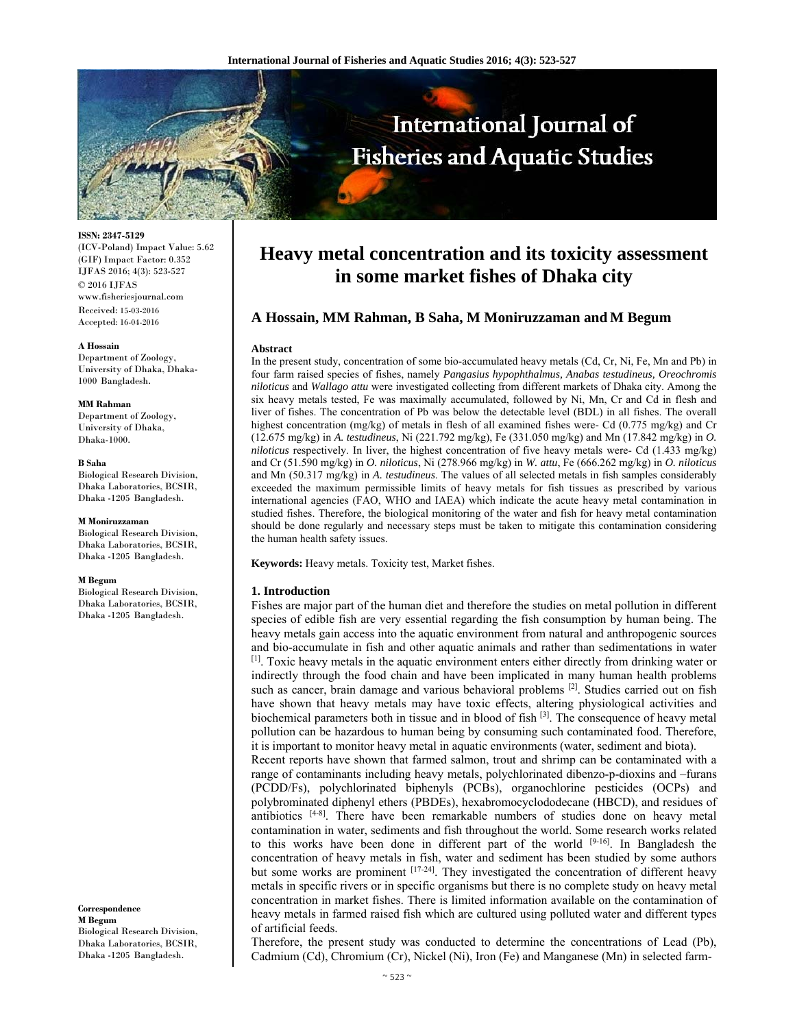# Heavy metal concentration and its toxicity assessment in some market fishes of Dhaka city

**A Hossain, MM Rahman, B Saha, M Moniruzzaman and M Begum**

ISSN: 2347-5129
(ICV-Poland) Impact Value: 5.62
(GIF) Impact Factor: 0.352
IJFAS 2016; 4(3): 523-527
© 2016 IJFAS
www.fisheriesjournal.com
Received: 15-03-2016
Accepted: 16-04-2016

**A Hossain**
Department of Zoology, University of Dhaka, Dhaka-1000 Bangladesh.

**MM Rahman**
Department of Zoology, University of Dhaka, Dhaka-1000.

**B Saha**
Biological Research Division, Dhaka Laboratories, BCSIR, Dhaka -1205 Bangladesh.

**M Moniruzzaman**
Biological Research Division, Dhaka Laboratories, BCSIR, Dhaka -1205 Bangladesh.

**M Begum**
Biological Research Division, Dhaka Laboratories, BCSIR, Dhaka -1205 Bangladesh.

**Correspondence**
**M Begum**
Biological Research Division, Dhaka Laboratories, BCSIR, Dhaka -1205 Bangladesh.

**Abstract**

In the present study, concentration of some bio-accumulated heavy metals (Cd, Cr, Ni, Fe, Mn and Pb) in four farm raised species of fishes, namely *Pangasius hypophthalmus, Anabas testudineus, Oreochromis niloticus* and *Wallago attu* were investigated collecting from different markets of Dhaka city. Among the six heavy metals tested, Fe was maximally accumulated, followed by Ni, Mn, Cr and Cd in flesh and liver of fishes. The concentration of Pb was below the detectable level (BDL) in all fishes. The overall highest concentration (mg/kg) of metals in flesh of all examined fishes were- Cd (0.775 mg/kg) and Cr (12.675 mg/kg) in *A. testudineus*, Ni (221.792 mg/kg), Fe (331.050 mg/kg) and Mn (17.842 mg/kg) in *O. niloticus* respectively. In liver, the highest concentration of five heavy metals were- Cd (1.433 mg/kg) and Cr (51.590 mg/kg) in *O. niloticus*, Ni (278.966 mg/kg) in *W. attu*, Fe (666.262 mg/kg) in *O. niloticus* and Mn (50.317 mg/kg) in *A. testudineus*. The values of all selected metals in fish samples considerably exceeded the maximum permissible limits of heavy metals for fish tissues as prescribed by various international agencies (FAO, WHO and IAEA) which indicate the acute heavy metal contamination in studied fishes. Therefore, the biological monitoring of the water and fish for heavy metal contamination should be done regularly and necessary steps must be taken to mitigate this contamination considering the human health safety issues.

**Keywords:** Heavy metals. Toxicity test, Market fishes.

## 1. Introduction

Fishes are major part of the human diet and therefore the studies on metal pollution in different species of edible fish are very essential regarding the fish consumption by human being. The heavy metals gain access into the aquatic environment from natural and anthropogenic sources and bio-accumulate in fish and other aquatic animals and rather than sedimentations in water [1]. Toxic heavy metals in the aquatic environment enters either directly from drinking water or indirectly through the food chain and have been implicated in many human health problems such as cancer, brain damage and various behavioral problems [2]. Studies carried out on fish have shown that heavy metals may have toxic effects, altering physiological activities and biochemical parameters both in tissue and in blood of fish [3]. The consequence of heavy metal pollution can be hazardous to human being by consuming such contaminated food. Therefore, it is important to monitor heavy metal in aquatic environments (water, sediment and biota).

Recent reports have shown that farmed salmon, trout and shrimp can be contaminated with a range of contaminants including heavy metals, polychlorinated dibenzo-p-dioxins and –furans (PCDD/Fs), polychlorinated biphenyls (PCBs), organochlorine pesticides (OCPs) and polybrominated diphenyl ethers (PBDEs), hexabromocyclododecane (HBCD), and residues of antibiotics [4-8]. There have been remarkable numbers of studies done on heavy metal contamination in water, sediments and fish throughout the world. Some research works related to this works have been done in different part of the world [9-16]. In Bangladesh the concentration of heavy metals in fish, water and sediment has been studied by some authors but some works are prominent [17-24]. They investigated the concentration of different heavy metals in specific rivers or in specific organisms but there is no complete study on heavy metal concentration in market fishes. There is limited information available on the contamination of heavy metals in farmed raised fish which are cultured using polluted water and different types of artificial feeds.

Therefore, the present study was conducted to determine the concentrations of Lead (Pb), Cadmium (Cd), Chromium (Cr), Nickel (Ni), Iron (Fe) and Manganese (Mn) in selected farm-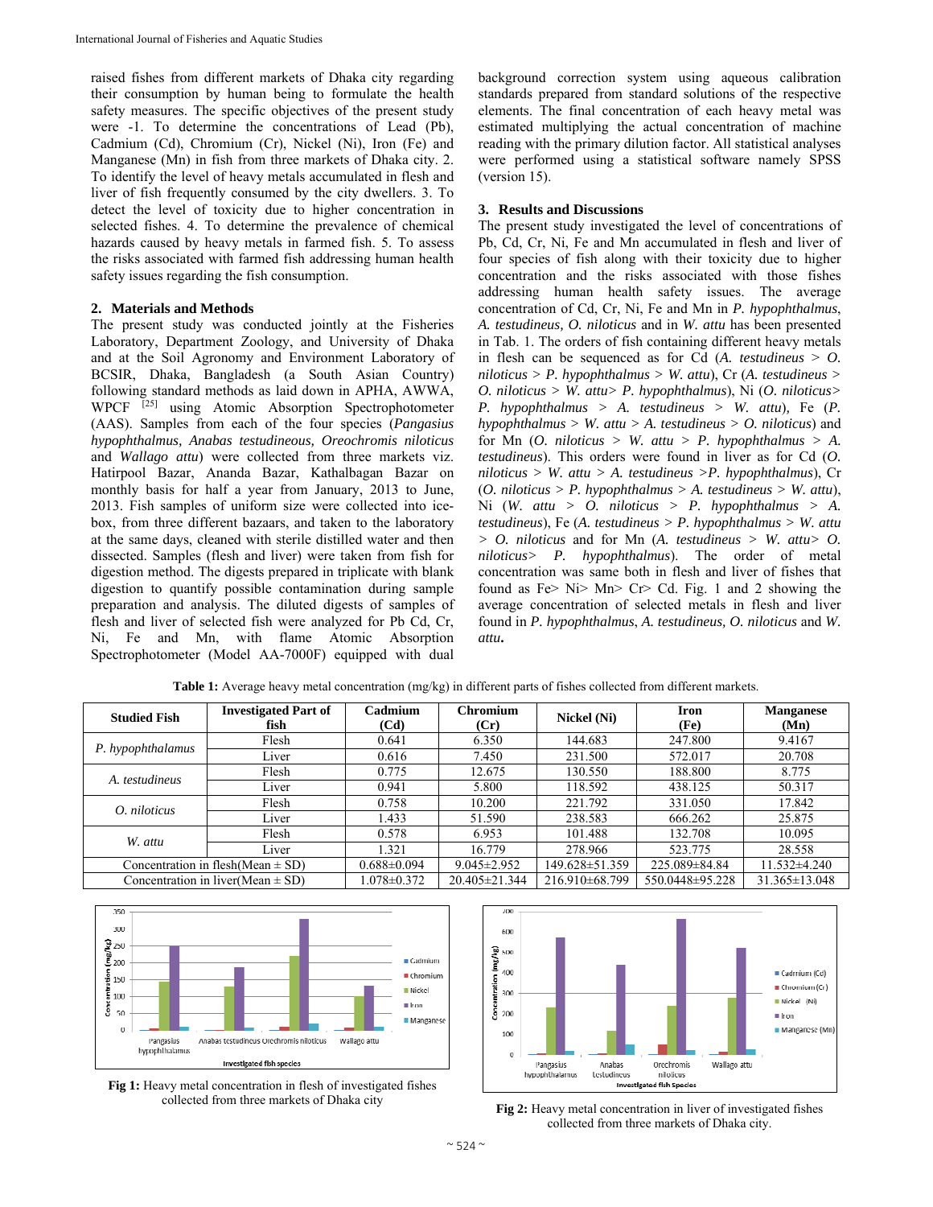raised fishes from different markets of Dhaka city regarding their consumption by human being to formulate the health safety measures. The specific objectives of the present study were -1. To determine the concentrations of Lead (Pb), Cadmium (Cd), Chromium (Cr), Nickel (Ni), Iron (Fe) and Manganese (Mn) in fish from three markets of Dhaka city. 2. To identify the level of heavy metals accumulated in flesh and liver of fish frequently consumed by the city dwellers. 3. To detect the level of toxicity due to higher concentration in selected fishes. 4. To determine the prevalence of chemical hazards caused by heavy metals in farmed fish. 5. To assess the risks associated with farmed fish addressing human health safety issues regarding the fish consumption.

## 2. Materials and Methods

The present study was conducted jointly at the Fisheries Laboratory, Department Zoology, and University of Dhaka and at the Soil Agronomy and Environment Laboratory of BCSIR, Dhaka, Bangladesh (a South Asian Country) following standard methods as laid down in APHA, AWWA, WPCF [25] using Atomic Absorption Spectrophotometer (AAS). Samples from each of the four species (*Pangasius hypophthalmus, Anabas testudineous, Oreochromis niloticus* and *Wallago attu*) were collected from three markets viz. Hatirpool Bazar, Ananda Bazar, Kathalbagan Bazar on monthly basis for half a year from January, 2013 to June, 2013. Fish samples of uniform size were collected into ice-box, from three different bazaars, and taken to the laboratory at the same days, cleaned with sterile distilled water and then dissected. Samples (flesh and liver) were taken from fish for digestion method. The digests prepared in triplicate with blank digestion to quantify possible contamination during sample preparation and analysis. The diluted digests of samples of flesh and liver of selected fish were analyzed for Pb Cd, Cr, Ni, Fe and Mn, with flame Atomic Absorption Spectrophotometer (Model AA-7000F) equipped with dual background correction system using aqueous calibration standards prepared from standard solutions of the respective elements. The final concentration of each heavy metal was estimated multiplying the actual concentration of machine reading with the primary dilution factor. All statistical analyses were performed using a statistical software namely SPSS (version 15).

## 3. Results and Discussions

The present study investigated the level of concentrations of Pb, Cd, Cr, Ni, Fe and Mn accumulated in flesh and liver of four species of fish along with their toxicity due to higher concentration and the risks associated with those fishes addressing human health safety issues. The average concentration of Cd, Cr, Ni, Fe and Mn in *P. hypophthalmus*, *A. testudineus, O. niloticus* and in *W. attu* has been presented in Tab. 1. The orders of fish containing different heavy metals in flesh can be sequenced as for Cd (*A. testudineus* > *O. niloticus* > *P. hypophthalmus* > *W. attu*), Cr (*A. testudineus* > *O. niloticus* > *W. attu*> *P. hypophthalmus*), Ni (*O. niloticus*> *P. hypophthalmus* > *A. testudineus* > *W. attu*), Fe (*P. hypophthalmus* > *W. attu* > *A. testudineus* > *O. niloticus*) and for Mn (*O. niloticus* > *W. attu* > *P. hypophthalmus* > *A. testudineus*). This orders were found in liver as for Cd (*O. niloticus* > *W. attu* > *A. testudineus* >*P. hypophthalmus*), Cr (*O. niloticus* > *P. hypophthalmus* > *A. testudineus* > *W. attu*), Ni (*W. attu* > *O. niloticus* > *P. hypophthalmus* > *A. testudineus*), Fe (*A. testudineus* > *P. hypophthalmus* > *W. attu* > *O. niloticus* and for Mn (*A. testudineus* > *W. attu*> *O. niloticus*> *P. hypophthalmus*). The order of metal concentration was same both in flesh and liver of fishes that found as Fe> Ni> Mn> Cr> Cd. Fig. 1 and 2 showing the average concentration of selected metals in flesh and liver found in *P. hypophthalmus*, *A. testudineus, O. niloticus* and *W. attu*.

**Table 1:** Average heavy metal concentration (mg/kg) in different parts of fishes collected from different markets.

| Studied Fish | Investigated Part of fish | Cadmium (Cd) | Chromium (Cr) | Nickel (Ni) | Iron (Fe) | Manganese (Mn) |
|---|---|---|---|---|---|---|
| *P. hypophthalamus* | Flesh | 0.641 | 6.350 | 144.683 | 247.800 | 9.4167 |
| | Liver | 0.616 | 7.450 | 231.500 | 572.017 | 20.708 |
| *A. testudineus* | Flesh | 0.775 | 12.675 | 130.550 | 188.800 | 8.775 |
| | Liver | 0.941 | 5.800 | 118.592 | 438.125 | 50.317 |
| *O. niloticus* | Flesh | 0.758 | 10.200 | 221.792 | 331.050 | 17.842 |
| | Liver | 1.433 | 51.590 | 238.583 | 666.262 | 25.875 |
| *W. attu* | Flesh | 0.578 | 6.953 | 101.488 | 132.708 | 10.095 |
| | Liver | 1.321 | 16.779 | 278.966 | 523.775 | 28.558 |
| Concentration in flesh(Mean ± SD) | | 0.688±0.094 | 9.045±2.952 | 149.628±51.359 | 225.089±84.84 | 11.532±4.240 |
| Concentration in liver(Mean ± SD) | | 1.078±0.372 | 20.405±21.344 | 216.910±68.799 | 550.0448±95.228 | 31.365±13.048 |

**Fig 1:** Heavy metal concentration in flesh of investigated fishes collected from three markets of Dhaka city

**Fig 2:** Heavy metal concentration in liver of investigated fishes collected from three markets of Dhaka city.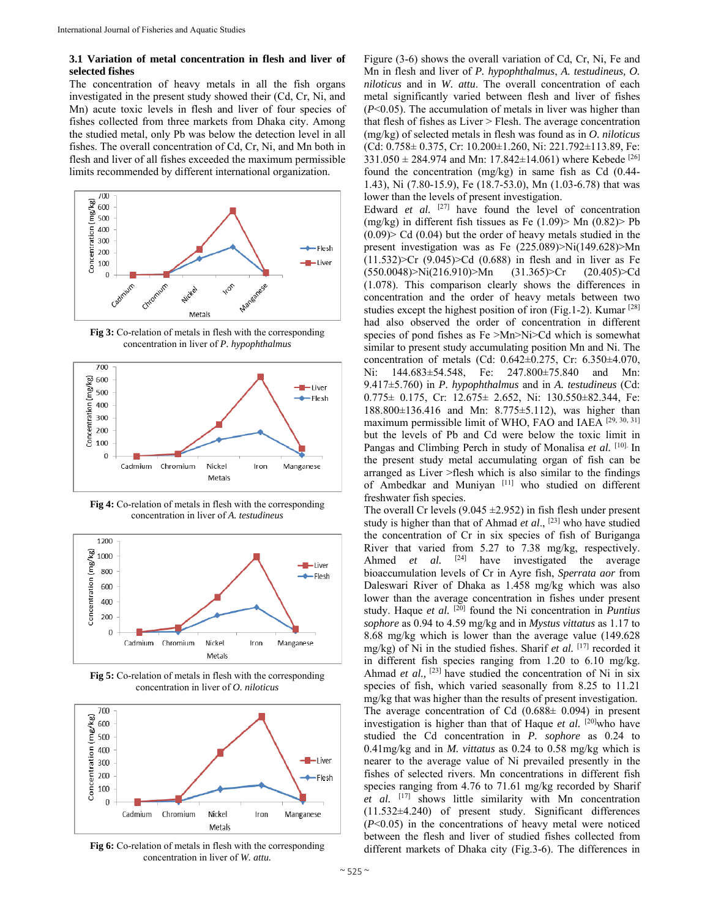### 3.1 Variation of metal concentration in flesh and liver of selected fishes

The concentration of heavy metals in all the fish organs investigated in the present study showed their (Cd, Cr, Ni, and Mn) acute toxic levels in flesh and liver of four species of fishes collected from three markets from Dhaka city. Among the studied metal, only Pb was below the detection level in all fishes. The overall concentration of Cd, Cr, Ni, and Mn both in flesh and liver of all fishes exceeded the maximum permissible limits recommended by different international organization.

**Fig 3:** Co-relation of metals in flesh with the corresponding concentration in liver of *P. hypophthalmus*

**Fig 4:** Co-relation of metals in flesh with the corresponding concentration in liver of *A. testudineus*

**Fig 5:** Co-relation of metals in flesh with the corresponding concentration in liver of *O. niloticus*

**Fig 6:** Co-relation of metals in flesh with the corresponding concentration in liver of *W. attu.*

Figure (3-6) shows the overall variation of Cd, Cr, Ni, Fe and Mn in flesh and liver of *P. hypophthalmus*, *A. testudineus, O. niloticus* and in *W. attu*. The overall concentration of each metal significantly varied between flesh and liver of fishes ($P<0.05$). The accumulation of metals in liver was higher than that flesh of fishes as Liver > Flesh. The average concentration (mg/kg) of selected metals in flesh was found as in *O. niloticus* (Cd: 0.758± 0.375, Cr: 10.200±1.260, Ni: 221.792±113.89, Fe: 331.050 ± 284.974 and Mn: 17.842±14.061) where Kebede [26] found the concentration (mg/kg) in same fish as Cd (0.44-1.43), Ni (7.80-15.9), Fe (18.7-53.0), Mn (1.03-6.78) that was lower than the levels of present investigation.

Edward *et al.* [27] have found the level of concentration (mg/kg) in different fish tissues as Fe (1.09)> Mn (0.82)> Pb (0.09)> Cd (0.04) but the order of heavy metals studied in the present investigation was as Fe (225.089)>Ni(149.628)>Mn (11.532)>Cr (9.045)>Cd (0.688) in flesh and in liver as Fe (550.0048)>Ni(216.910)>Mn (31.365)>Cr (20.405)>Cd (1.078). This comparison clearly shows the differences in concentration and the order of heavy metals between two studies except the highest position of iron (Fig.1-2). Kumar [28] had also observed the order of concentration in different species of pond fishes as Fe >Mn>Ni>Cd which is somewhat similar to present study accumulating position Mn and Ni. The concentration of metals (Cd: 0.642±0.275, Cr: 6.350±4.070, Ni: 144.683±54.548, Fe: 247.800±75.840 and Mn: 9.417±5.760) in *P. hypophthalmus* and in *A. testudineus* (Cd: 0.775± 0.175, Cr: 12.675± 2.652, Ni: 130.550±82.344, Fe: 188.800±136.416 and Mn: 8.775±5.112), was higher than maximum permissible limit of WHO, FAO and IAEA [29, 30, 31] but the levels of Pb and Cd were below the toxic limit in Pangas and Climbing Perch in study of Monalisa *et al.* [10]. In the present study metal accumulating organ of fish can be arranged as Liver >flesh which is also similar to the findings of Ambedkar and Muniyan [11] who studied on different freshwater fish species.

The overall Cr levels (9.045 ±2.952) in fish flesh under present study is higher than that of Ahmad *et al*., [23] who have studied the concentration of Cr in six species of fish of Buriganga River that varied from 5.27 to 7.38 mg/kg, respectively. Ahmed *et al.* [24] have investigated the average bioaccumulation levels of Cr in Ayre fish, *Sperrata aor* from Daleswari River of Dhaka as 1.458 mg/kg which was also lower than the average concentration in fishes under present study. Haque *et al.* [20] found the Ni concentration in *Puntius sophore* as 0.94 to 4.59 mg/kg and in *Mystus vittatus* as 1.17 to 8.68 mg/kg which is lower than the average value (149.628 mg/kg) of Ni in the studied fishes. Sharif *et al.* [17] recorded it in different fish species ranging from 1.20 to 6.10 mg/kg. Ahmad *et al.,* [23] have studied the concentration of Ni in six species of fish, which varied seasonally from 8.25 to 11.21 mg/kg that was higher than the results of present investigation.

The average concentration of Cd (0.688± 0.094) in present investigation is higher than that of Haque *et al.* [20]who have studied the Cd concentration in *P. sophore* as 0.24 to 0.41mg/kg and in *M. vittatus* as 0.24 to 0.58 mg/kg which is nearer to the average value of Ni prevailed presently in the fishes of selected rivers. Mn concentrations in different fish species ranging from 4.76 to 71.61 mg/kg recorded by Sharif *et al.* [17] shows little similarity with Mn concentration (11.532±4.240) of present study. Significant differences ($P<0.05$) in the concentrations of heavy metal were noticed between the flesh and liver of studied fishes collected from different markets of Dhaka city (Fig.3-6). The differences in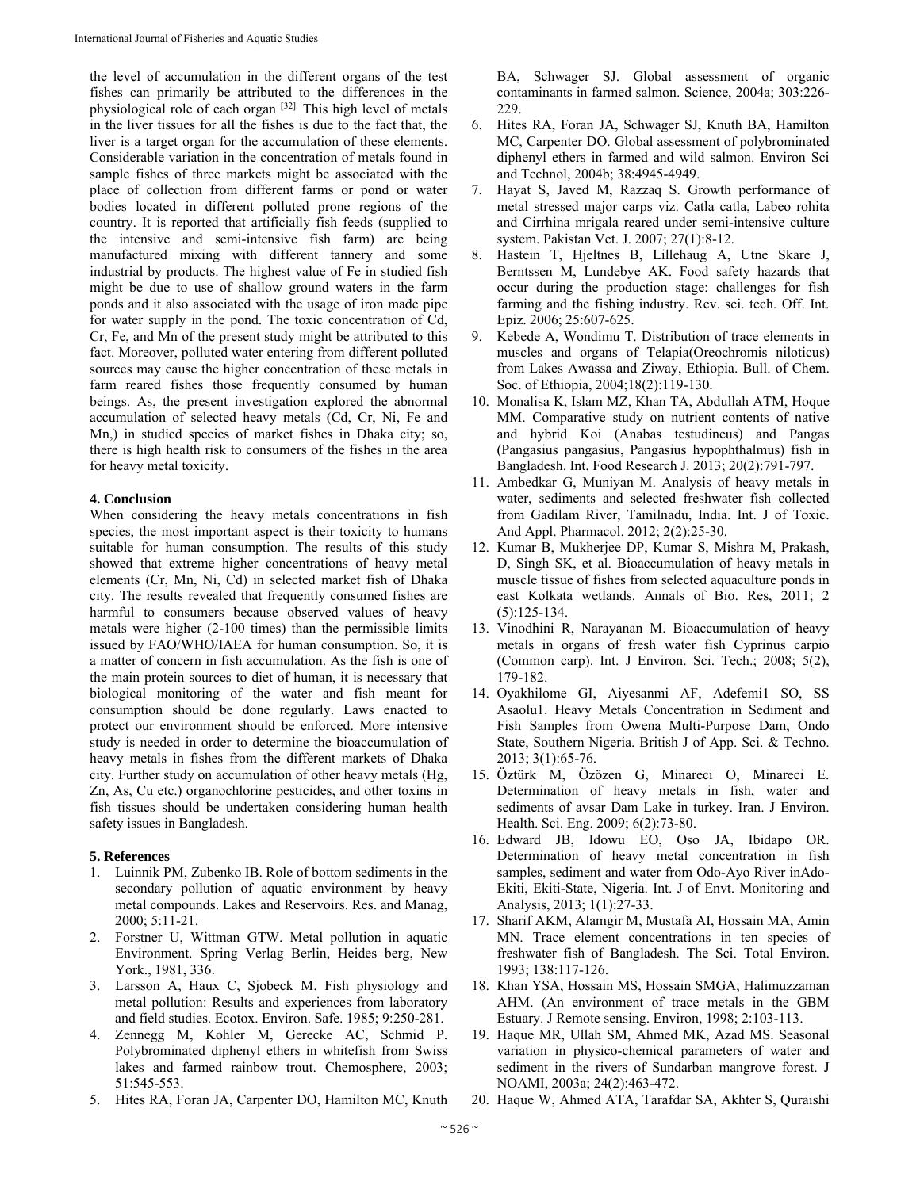the level of accumulation in the different organs of the test fishes can primarily be attributed to the differences in the physiological role of each organ [32]. This high level of metals in the liver tissues for all the fishes is due to the fact that, the liver is a target organ for the accumulation of these elements. Considerable variation in the concentration of metals found in sample fishes of three markets might be associated with the place of collection from different farms or pond or water bodies located in different polluted prone regions of the country. It is reported that artificially fish feeds (supplied to the intensive and semi-intensive fish farm) are being manufactured mixing with different tannery and some industrial by products. The highest value of Fe in studied fish might be due to use of shallow ground waters in the farm ponds and it also associated with the usage of iron made pipe for water supply in the pond. The toxic concentration of Cd, Cr, Fe, and Mn of the present study might be attributed to this fact. Moreover, polluted water entering from different polluted sources may cause the higher concentration of these metals in farm reared fishes those frequently consumed by human beings. As, the present investigation explored the abnormal accumulation of selected heavy metals (Cd, Cr, Ni, Fe and Mn,) in studied species of market fishes in Dhaka city; so, there is high health risk to consumers of the fishes in the area for heavy metal toxicity.

## 4. Conclusion

When considering the heavy metals concentrations in fish species, the most important aspect is their toxicity to humans suitable for human consumption. The results of this study showed that extreme higher concentrations of heavy metal elements (Cr, Mn, Ni, Cd) in selected market fish of Dhaka city. The results revealed that frequently consumed fishes are harmful to consumers because observed values of heavy metals were higher (2-100 times) than the permissible limits issued by FAO/WHO/IAEA for human consumption. So, it is a matter of concern in fish accumulation. As the fish is one of the main protein sources to diet of human, it is necessary that biological monitoring of the water and fish meant for consumption should be done regularly. Laws enacted to protect our environment should be enforced. More intensive study is needed in order to determine the bioaccumulation of heavy metals in fishes from the different markets of Dhaka city. Further study on accumulation of other heavy metals (Hg, Zn, As, Cu etc.) organochlorine pesticides, and other toxins in fish tissues should be undertaken considering human health safety issues in Bangladesh.

## 5. References

1. Luinnik PM, Zubenko IB. Role of bottom sediments in the secondary pollution of aquatic environment by heavy metal compounds. Lakes and Reservoirs. Res. and Manag, 2000; 5:11-21.
2. Forstner U, Wittman GTW. Metal pollution in aquatic Environment. Spring Verlag Berlin, Heides berg, New York., 1981, 336.
3. Larsson A, Haux C, Sjobeck M. Fish physiology and metal pollution: Results and experiences from laboratory and field studies. Ecotox. Environ. Safe. 1985; 9:250-281.
4. Zennegg M, Kohler M, Gerecke AC, Schmid P. Polybrominated diphenyl ethers in whitefish from Swiss lakes and farmed rainbow trout. Chemosphere, 2003; 51:545-553.
5. Hites RA, Foran JA, Carpenter DO, Hamilton MC, Knuth BA, Schwager SJ. Global assessment of organic contaminants in farmed salmon. Science, 2004a; 303:226-229.
6. Hites RA, Foran JA, Schwager SJ, Knuth BA, Hamilton MC, Carpenter DO. Global assessment of polybrominated diphenyl ethers in farmed and wild salmon. Environ Sci and Technol, 2004b; 38:4945-4949.
7. Hayat S, Javed M, Razzaq S. Growth performance of metal stressed major carps viz. Catla catla, Labeo rohita and Cirrhina mrigala reared under semi-intensive culture system. Pakistan Vet. J. 2007; 27(1):8-12.
8. Hastein T, Hjeltnes B, Lillehaug A, Utne Skare J, Berntssen M, Lundebye AK. Food safety hazards that occur during the production stage: challenges for fish farming and the fishing industry. Rev. sci. tech. Off. Int. Epiz. 2006; 25:607-625.
9. Kebede A, Wondimu T. Distribution of trace elements in muscles and organs of Telapia(Oreochromis niloticus) from Lakes Awassa and Ziway, Ethiopia. Bull. of Chem. Soc. of Ethiopia, 2004;18(2):119-130.
10. Monalisa K, Islam MZ, Khan TA, Abdullah ATM, Hoque MM. Comparative study on nutrient contents of native and hybrid Koi (Anabas testudineus) and Pangas (Pangasius pangasius, Pangasius hypophthalmus) fish in Bangladesh. Int. Food Research J. 2013; 20(2):791-797.
11. Ambedkar G, Muniyan M. Analysis of heavy metals in water, sediments and selected freshwater fish collected from Gadilam River, Tamilnadu, India. Int. J of Toxic. And Appl. Pharmacol. 2012; 2(2):25-30.
12. Kumar B, Mukherjee DP, Kumar S, Mishra M, Prakash, D, Singh SK, et al. Bioaccumulation of heavy metals in muscle tissue of fishes from selected aquaculture ponds in east Kolkata wetlands. Annals of Bio. Res, 2011; 2 (5):125-134.
13. Vinodhini R, Narayanan M. Bioaccumulation of heavy metals in organs of fresh water fish Cyprinus carpio (Common carp). Int. J Environ. Sci. Tech.; 2008; 5(2), 179-182.
14. Oyakhilome GI, Aiyesanmi AF, Adefemi1 SO, SS Asaolu1. Heavy Metals Concentration in Sediment and Fish Samples from Owena Multi-Purpose Dam, Ondo State, Southern Nigeria. British J of App. Sci. & Techno. 2013; 3(1):65-76.
15. Öztürk M, Özözen G, Minareci O, Minareci E. Determination of heavy metals in fish, water and sediments of avsar Dam Lake in turkey. Iran. J Environ. Health. Sci. Eng. 2009; 6(2):73-80.
16. Edward JB, Idowu EO, Oso JA, Ibidapo OR. Determination of heavy metal concentration in fish samples, sediment and water from Odo-Ayo River inAdo-Ekiti, Ekiti-State, Nigeria. Int. J of Envt. Monitoring and Analysis, 2013; 1(1):27-33.
17. Sharif AKM, Alamgir M, Mustafa AI, Hossain MA, Amin MN. Trace element concentrations in ten species of freshwater fish of Bangladesh. The Sci. Total Environ. 1993; 138:117-126.
18. Khan YSA, Hossain MS, Hossain SMGA, Halimuzzaman AHM. (An environment of trace metals in the GBM Estuary. J Remote sensing. Environ, 1998; 2:103-113.
19. Haque MR, Ullah SM, Ahmed MK, Azad MS. Seasonal variation in physico-chemical parameters of water and sediment in the rivers of Sundarban mangrove forest. J NOAMI, 2003a; 24(2):463-472.
20. Haque W, Ahmed ATA, Tarafdar SA, Akhter S, Quraishi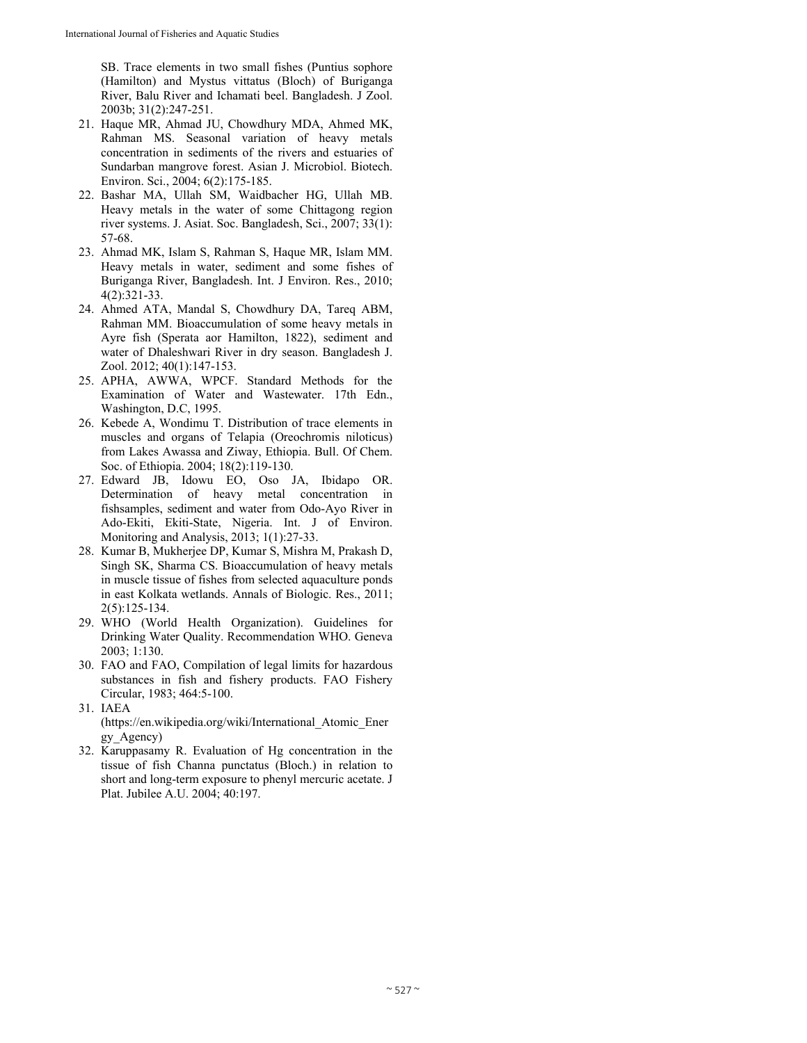SB. Trace elements in two small fishes (Puntius sophore (Hamilton) and Mystus vittatus (Bloch) of Buriganga River, Balu River and Ichamati beel. Bangladesh. J Zool. 2003b; 31(2):247-251.

21. Haque MR, Ahmad JU, Chowdhury MDA, Ahmed MK, Rahman MS. Seasonal variation of heavy metals concentration in sediments of the rivers and estuaries of Sundarban mangrove forest. Asian J. Microbiol. Biotech. Environ. Sci., 2004; 6(2):175-185.
22. Bashar MA, Ullah SM, Waidbacher HG, Ullah MB. Heavy metals in the water of some Chittagong region river systems. J. Asiat. Soc. Bangladesh, Sci., 2007; 33(1): 57-68.
23. Ahmad MK, Islam S, Rahman S, Haque MR, Islam MM. Heavy metals in water, sediment and some fishes of Buriganga River, Bangladesh. Int. J Environ. Res., 2010; 4(2):321-33.
24. Ahmed ATA, Mandal S, Chowdhury DA, Tareq ABM, Rahman MM. Bioaccumulation of some heavy metals in Ayre fish (Sperata aor Hamilton, 1822), sediment and water of Dhaleshwari River in dry season. Bangladesh J. Zool. 2012; 40(1):147-153.
25. APHA, AWWA, WPCF. Standard Methods for the Examination of Water and Wastewater. 17th Edn., Washington, D.C, 1995.
26. Kebede A, Wondimu T. Distribution of trace elements in muscles and organs of Telapia (Oreochromis niloticus) from Lakes Awassa and Ziway, Ethiopia. Bull. Of Chem. Soc. of Ethiopia. 2004; 18(2):119-130.
27. Edward JB, Idowu EO, Oso JA, Ibidapo OR. Determination of heavy metal concentration in fishsamples, sediment and water from Odo-Ayo River in Ado-Ekiti, Ekiti-State, Nigeria. Int. J of Environ. Monitoring and Analysis, 2013; 1(1):27-33.
28. Kumar B, Mukherjee DP, Kumar S, Mishra M, Prakash D, Singh SK, Sharma CS. Bioaccumulation of heavy metals in muscle tissue of fishes from selected aquaculture ponds in east Kolkata wetlands. Annals of Biologic. Res., 2011; 2(5):125-134.
29. WHO (World Health Organization). Guidelines for Drinking Water Quality. Recommendation WHO. Geneva 2003; 1:130.
30. FAO and FAO, Compilation of legal limits for hazardous substances in fish and fishery products. FAO Fishery Circular, 1983; 464:5-100.
31. IAEA (https://en.wikipedia.org/wiki/International_Atomic_Energy_Agency)
32. Karuppasamy R. Evaluation of Hg concentration in the tissue of fish Channa punctatus (Bloch.) in relation to short and long-term exposure to phenyl mercuric acetate. J Plat. Jubilee A.U. 2004; 40:197.